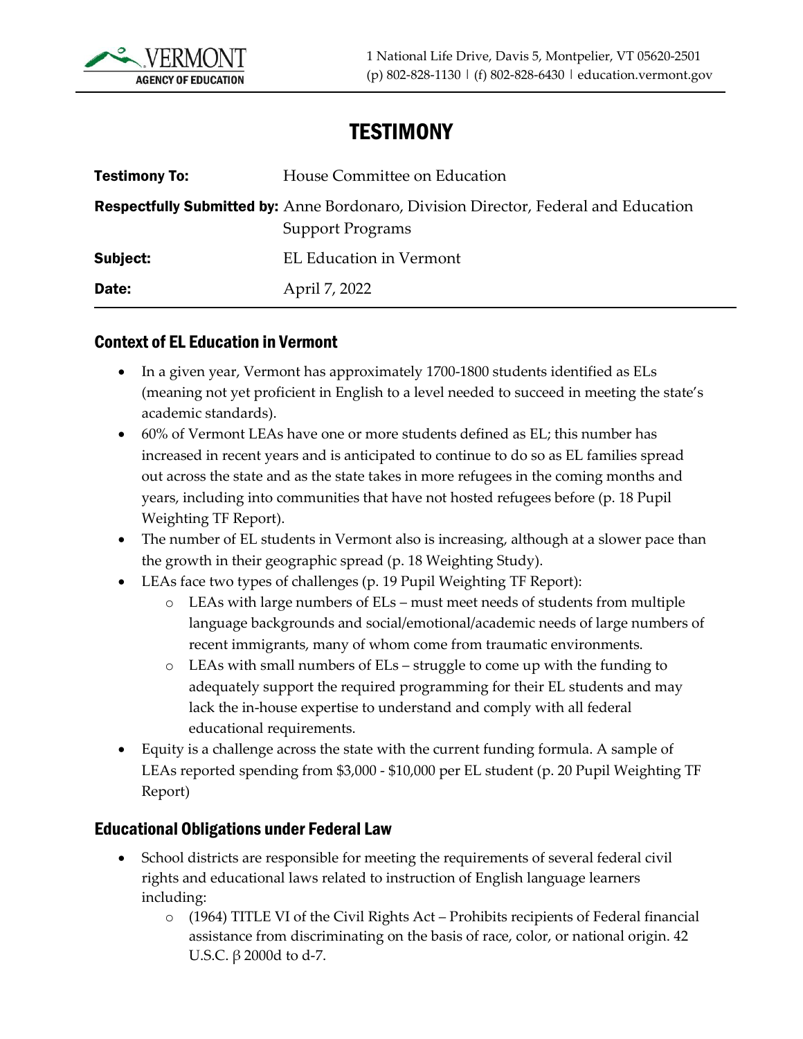# TESTIMONY

| | |
|---|---|
| **Testimony To:** | House Committee on Education |
| **Respectfully Submitted by:** | Anne Bordonaro, Division Director, Federal and Education Support Programs |
| **Subject:** | EL Education in Vermont |
| **Date:** | April 7, 2022 |

## Context of EL Education in Vermont

- In a given year, Vermont has approximately 1700-1800 students identified as ELs (meaning not yet proficient in English to a level needed to succeed in meeting the state's academic standards).
- 60% of Vermont LEAs have one or more students defined as EL; this number has increased in recent years and is anticipated to continue to do so as EL families spread out across the state and as the state takes in more refugees in the coming months and years, including into communities that have not hosted refugees before (p. 18 Pupil Weighting TF Report).
- The number of EL students in Vermont also is increasing, although at a slower pace than the growth in their geographic spread (p. 18 Weighting Study).
- LEAs face two types of challenges (p. 19 Pupil Weighting TF Report):
  - LEAs with large numbers of ELs – must meet needs of students from multiple language backgrounds and social/emotional/academic needs of large numbers of recent immigrants, many of whom come from traumatic environments.
  - LEAs with small numbers of ELs – struggle to come up with the funding to adequately support the required programming for their EL students and may lack the in-house expertise to understand and comply with all federal educational requirements.
- Equity is a challenge across the state with the current funding formula. A sample of LEAs reported spending from $3,000 - $10,000 per EL student (p. 20 Pupil Weighting TF Report)

## Educational Obligations under Federal Law

- School districts are responsible for meeting the requirements of several federal civil rights and educational laws related to instruction of English language learners including:
  - (1964) TITLE VI of the Civil Rights Act – Prohibits recipients of Federal financial assistance from discriminating on the basis of race, color, or national origin. 42 U.S.C. β 2000d to d-7.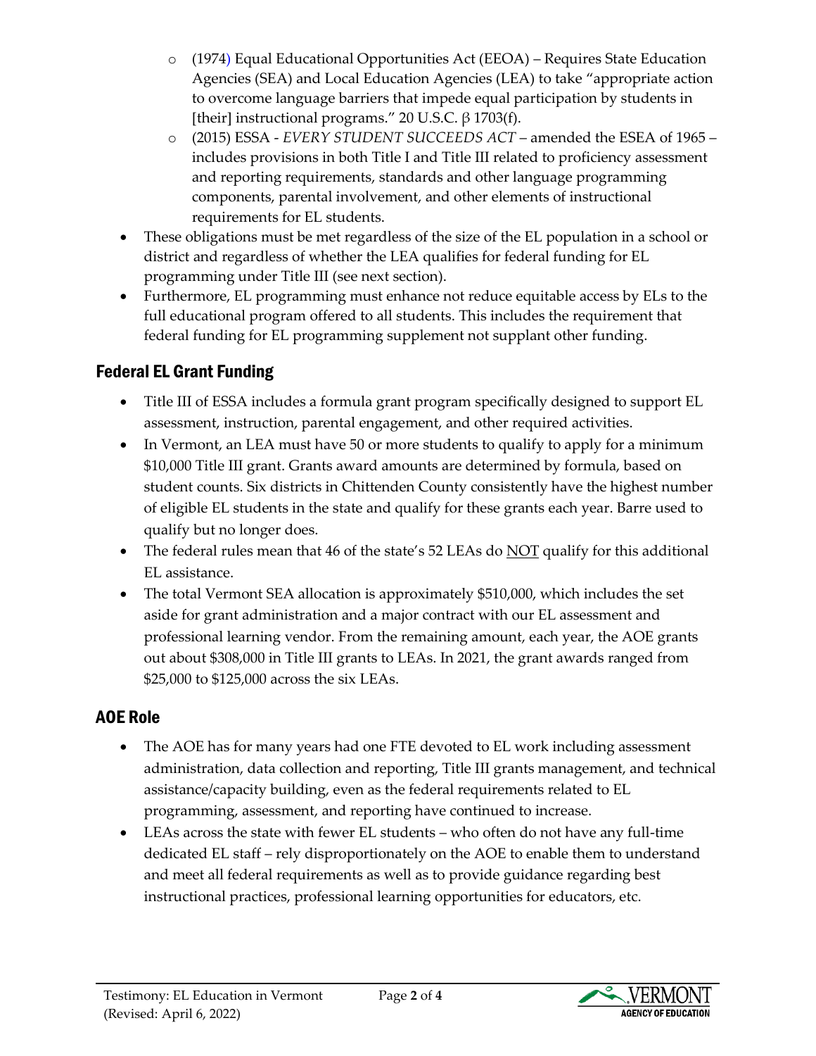- (1974) Equal Educational Opportunities Act (EEOA) – Requires State Education Agencies (SEA) and Local Education Agencies (LEA) to take "appropriate action to overcome language barriers that impede equal participation by students in [their] instructional programs." 20 U.S.C. β 1703(f).
  - (2015) ESSA - *EVERY STUDENT SUCCEEDS ACT* – amended the ESEA of 1965 – includes provisions in both Title I and Title III related to proficiency assessment and reporting requirements, standards and other language programming components, parental involvement, and other elements of instructional requirements for EL students.
- These obligations must be met regardless of the size of the EL population in a school or district and regardless of whether the LEA qualifies for federal funding for EL programming under Title III (see next section).
- Furthermore, EL programming must enhance not reduce equitable access by ELs to the full educational program offered to all students. This includes the requirement that federal funding for EL programming supplement not supplant other funding.

## Federal EL Grant Funding

- Title III of ESSA includes a formula grant program specifically designed to support EL assessment, instruction, parental engagement, and other required activities.
- In Vermont, an LEA must have 50 or more students to qualify to apply for a minimum $10,000 Title III grant. Grants award amounts are determined by formula, based on student counts. Six districts in Chittenden County consistently have the highest number of eligible EL students in the state and qualify for these grants each year. Barre used to qualify but no longer does.
- The federal rules mean that 46 of the state's 52 LEAs do <u>NOT</u> qualify for this additional EL assistance.
- The total Vermont SEA allocation is approximately $510,000, which includes the set aside for grant administration and a major contract with our EL assessment and professional learning vendor. From the remaining amount, each year, the AOE grants out about $308,000 in Title III grants to LEAs. In 2021, the grant awards ranged from $25,000 to $125,000 across the six LEAs.

## AOE Role

- The AOE has for many years had one FTE devoted to EL work including assessment administration, data collection and reporting, Title III grants management, and technical assistance/capacity building, even as the federal requirements related to EL programming, assessment, and reporting have continued to increase.
- LEAs across the state with fewer EL students – who often do not have any full-time dedicated EL staff – rely disproportionately on the AOE to enable them to understand and meet all federal requirements as well as to provide guidance regarding best instructional practices, professional learning opportunities for educators, etc.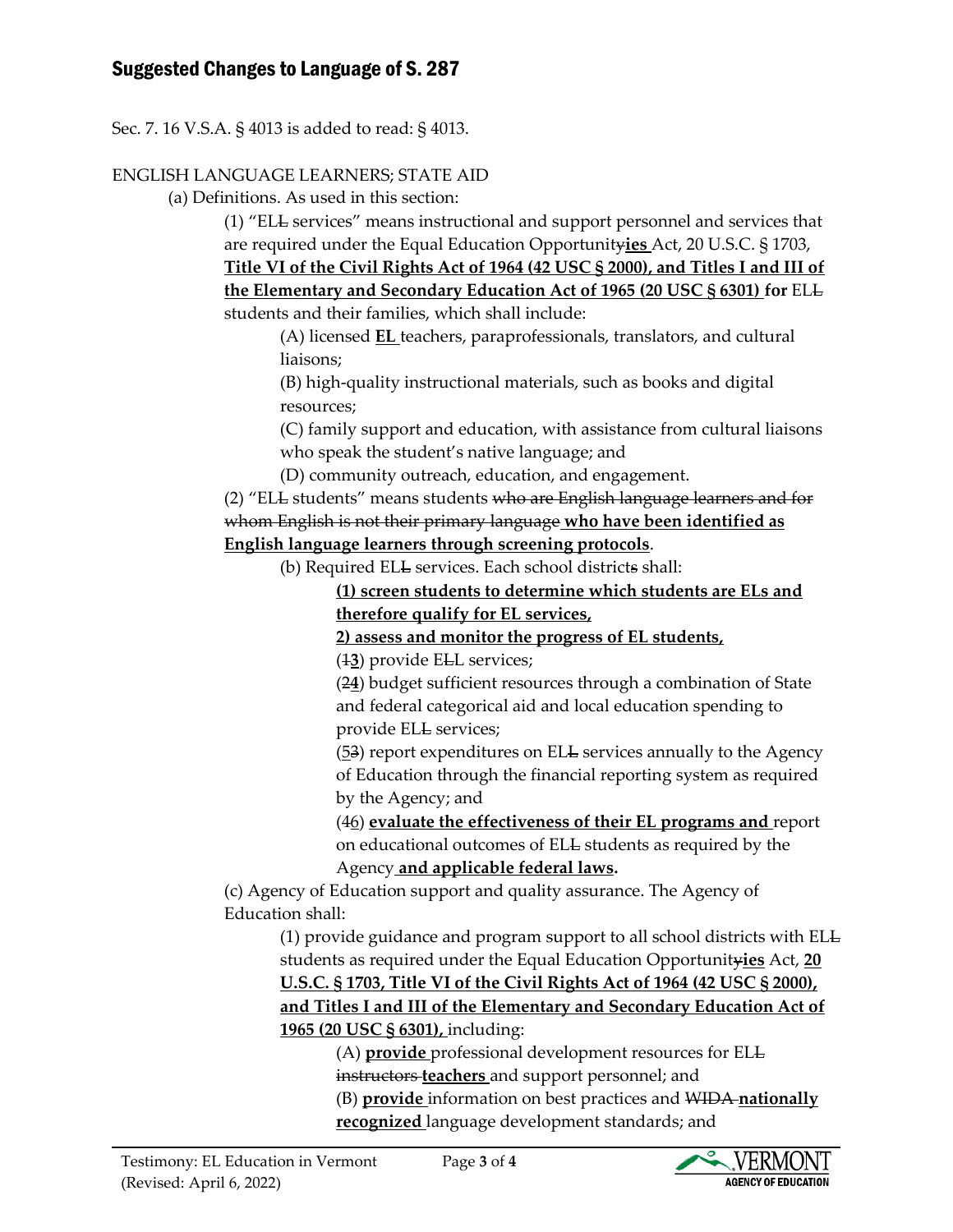## Suggested Changes to Language of S. 287

Sec. 7. 16 V.S.A. § 4013 is added to read: § 4013.

ENGLISH LANGUAGE LEARNERS; STATE AID

(a) Definitions. As used in this section:

(1) "EL~~L~~ services" means instructional and support personnel and services that are required under the Equal Education Opportunit~~y~~**ies** Act, 20 U.S.C. § 1703, **Title VI of the Civil Rights Act of 1964 (42 USC § 2000), and Titles I and III of the Elementary and Secondary Education Act of 1965 (20 USC § 6301) for** EL~~L~~ students and their families, which shall include:

(A) licensed **EL** teachers, paraprofessionals, translators, and cultural liaisons;

(B) high-quality instructional materials, such as books and digital resources;

(C) family support and education, with assistance from cultural liaisons who speak the student's native language; and

(D) community outreach, education, and engagement.

(2) "EL~~L~~ students" means students ~~who are English language learners and for whom English is not their primary language~~ **who have been identified as English language learners through screening protocols**.

(b) Required EL~~L~~ services. Each school district~~s~~ shall:

**(1) screen students to determine which students are ELs and therefore qualify for EL services,**

**2) assess and monitor the progress of EL students,**

(~~1~~**3**) provide E~~L~~L services;

(~~2~~**4**) budget sufficient resources through a combination of State and federal categorical aid and local education spending to provide EL~~L~~ services;

(5~~3~~) report expenditures on EL~~L~~ services annually to the Agency of Education through the financial reporting system as required by the Agency; and

(~~4~~6) **evaluate the effectiveness of their EL programs and** report on educational outcomes of EL~~L~~ students as required by the Agency **and applicable federal laws.**

(c) Agency of Education support and quality assurance. The Agency of Education shall:

(1) provide guidance and program support to all school districts with EL~~L~~ students as required under the Equal Education Opportunit~~y~~**ies** Act, **20 U.S.C. § 1703, Title VI of the Civil Rights Act of 1964 (42 USC § 2000), and Titles I and III of the Elementary and Secondary Education Act of 1965 (20 USC § 6301),** including:

(A) **provide** professional development resources for EL~~L~~ ~~instructors~~ **teachers** and support personnel; and

(B) **provide** information on best practices and ~~WIDA~~ **nationally recognized** language development standards; and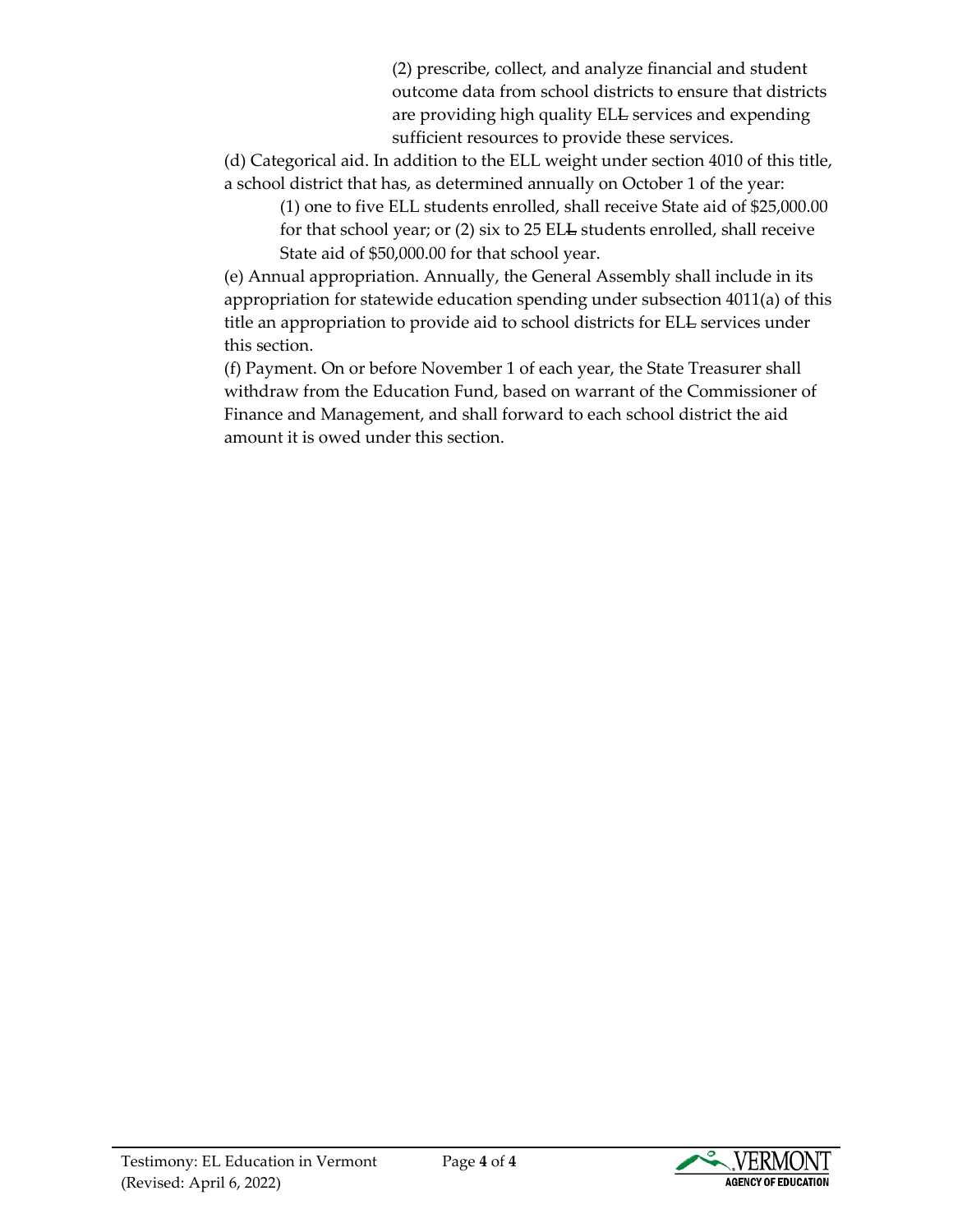(2) prescribe, collect, and analyze financial and student outcome data from school districts to ensure that districts are providing high quality ~~ELL~~ services and expending sufficient resources to provide these services.

(d) Categorical aid. In addition to the ELL weight under section 4010 of this title, a school district that has, as determined annually on October 1 of the year:

(1) one to five ELL students enrolled, shall receive State aid of $25,000.00 for that school year; or (2) six to 25 ~~ELL~~ students enrolled, shall receive State aid of $50,000.00 for that school year.

(e) Annual appropriation. Annually, the General Assembly shall include in its appropriation for statewide education spending under subsection 4011(a) of this title an appropriation to provide aid to school districts for ~~ELL~~ services under this section.

(f) Payment. On or before November 1 of each year, the State Treasurer shall withdraw from the Education Fund, based on warrant of the Commissioner of Finance and Management, and shall forward to each school district the aid amount it is owed under this section.